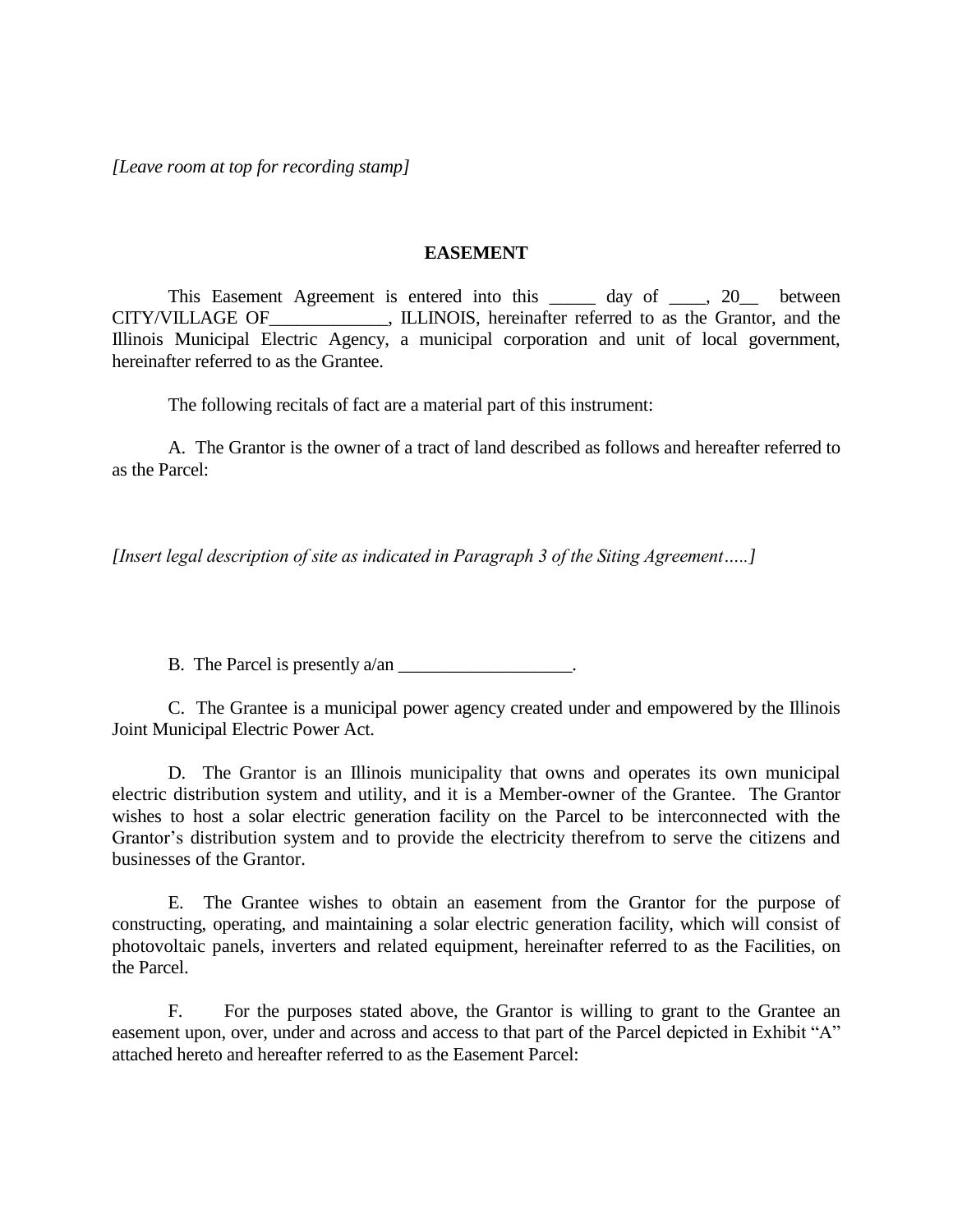*[Leave room at top for recording stamp]*

# EASEMENT

This Easement Agreement is entered into this _____ day of ____, 20__ between CITY/VILLAGE OF_____________, ILLINOIS, hereinafter referred to as the Grantor, and the Illinois Municipal Electric Agency, a municipal corporation and unit of local government, hereinafter referred to as the Grantee.

The following recitals of fact are a material part of this instrument:

A. The Grantor is the owner of a tract of land described as follows and hereafter referred to as the Parcel:

*[Insert legal description of site as indicated in Paragraph 3 of the Siting Agreement…..]*

B. The Parcel is presently a/an ___________________.

C. The Grantee is a municipal power agency created under and empowered by the Illinois Joint Municipal Electric Power Act.

D. The Grantor is an Illinois municipality that owns and operates its own municipal electric distribution system and utility, and it is a Member-owner of the Grantee. The Grantor wishes to host a solar electric generation facility on the Parcel to be interconnected with the Grantor's distribution system and to provide the electricity therefrom to serve the citizens and businesses of the Grantor.

E. The Grantee wishes to obtain an easement from the Grantor for the purpose of constructing, operating, and maintaining a solar electric generation facility, which will consist of photovoltaic panels, inverters and related equipment, hereinafter referred to as the Facilities, on the Parcel.

F. For the purposes stated above, the Grantor is willing to grant to the Grantee an easement upon, over, under and across and access to that part of the Parcel depicted in Exhibit "A" attached hereto and hereafter referred to as the Easement Parcel: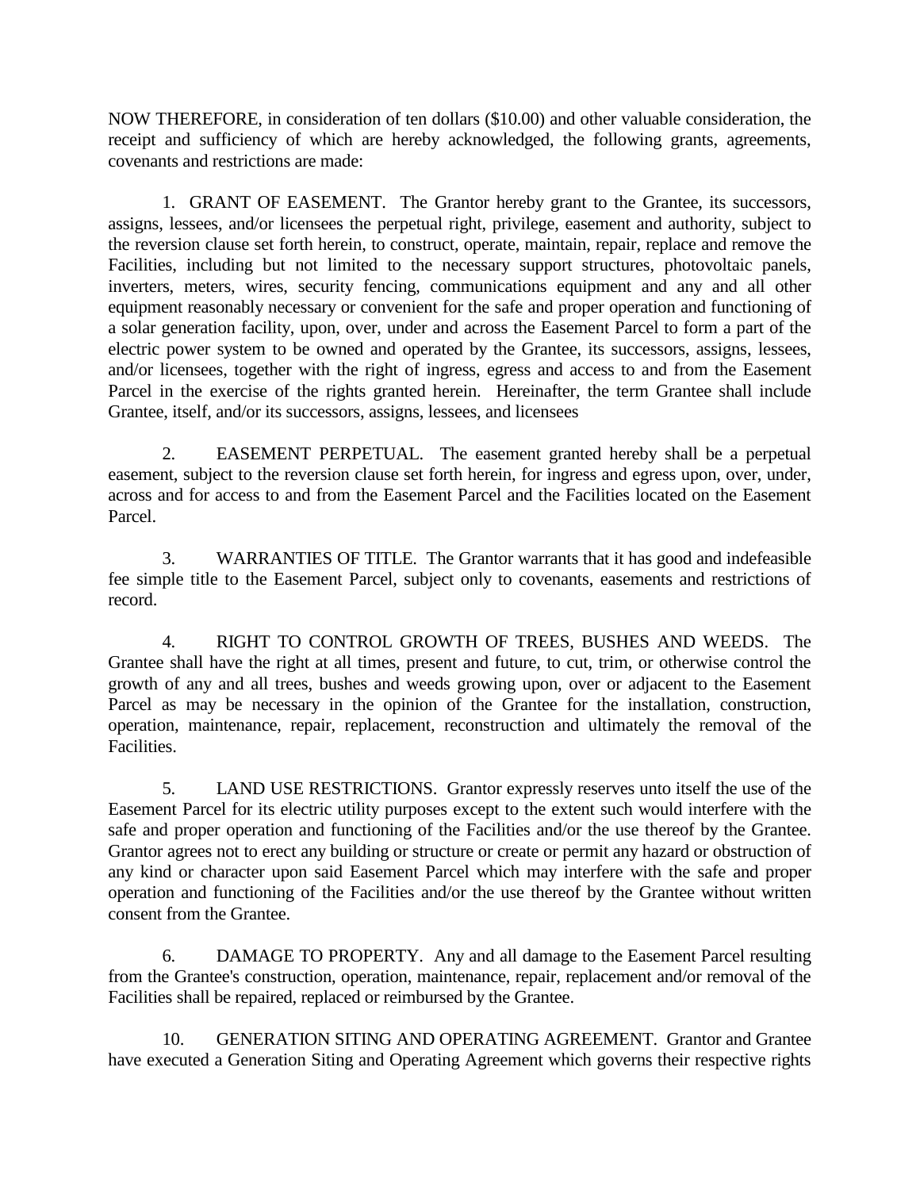NOW THEREFORE, in consideration of ten dollars ($10.00) and other valuable consideration, the receipt and sufficiency of which are hereby acknowledged, the following grants, agreements, covenants and restrictions are made:

1. GRANT OF EASEMENT. The Grantor hereby grant to the Grantee, its successors, assigns, lessees, and/or licensees the perpetual right, privilege, easement and authority, subject to the reversion clause set forth herein, to construct, operate, maintain, repair, replace and remove the Facilities, including but not limited to the necessary support structures, photovoltaic panels, inverters, meters, wires, security fencing, communications equipment and any and all other equipment reasonably necessary or convenient for the safe and proper operation and functioning of a solar generation facility, upon, over, under and across the Easement Parcel to form a part of the electric power system to be owned and operated by the Grantee, its successors, assigns, lessees, and/or licensees, together with the right of ingress, egress and access to and from the Easement Parcel in the exercise of the rights granted herein. Hereinafter, the term Grantee shall include Grantee, itself, and/or its successors, assigns, lessees, and licensees

2. EASEMENT PERPETUAL. The easement granted hereby shall be a perpetual easement, subject to the reversion clause set forth herein, for ingress and egress upon, over, under, across and for access to and from the Easement Parcel and the Facilities located on the Easement Parcel.

3. WARRANTIES OF TITLE. The Grantor warrants that it has good and indefeasible fee simple title to the Easement Parcel, subject only to covenants, easements and restrictions of record.

4. RIGHT TO CONTROL GROWTH OF TREES, BUSHES AND WEEDS. The Grantee shall have the right at all times, present and future, to cut, trim, or otherwise control the growth of any and all trees, bushes and weeds growing upon, over or adjacent to the Easement Parcel as may be necessary in the opinion of the Grantee for the installation, construction, operation, maintenance, repair, replacement, reconstruction and ultimately the removal of the Facilities.

5. LAND USE RESTRICTIONS. Grantor expressly reserves unto itself the use of the Easement Parcel for its electric utility purposes except to the extent such would interfere with the safe and proper operation and functioning of the Facilities and/or the use thereof by the Grantee. Grantor agrees not to erect any building or structure or create or permit any hazard or obstruction of any kind or character upon said Easement Parcel which may interfere with the safe and proper operation and functioning of the Facilities and/or the use thereof by the Grantee without written consent from the Grantee.

6. DAMAGE TO PROPERTY. Any and all damage to the Easement Parcel resulting from the Grantee's construction, operation, maintenance, repair, replacement and/or removal of the Facilities shall be repaired, replaced or reimbursed by the Grantee.

10. GENERATION SITING AND OPERATING AGREEMENT. Grantor and Grantee have executed a Generation Siting and Operating Agreement which governs their respective rights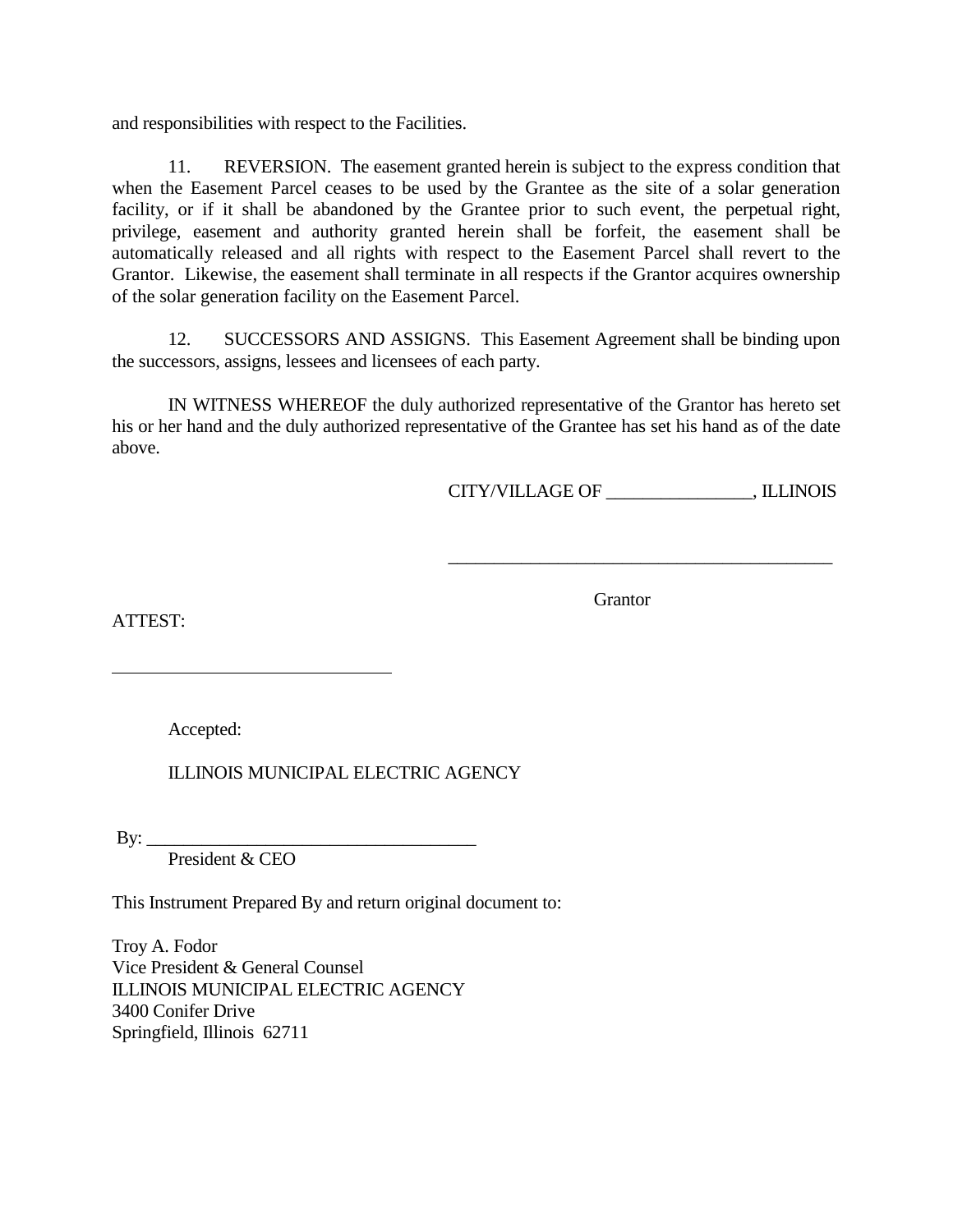and responsibilities with respect to the Facilities.

11. REVERSION. The easement granted herein is subject to the express condition that when the Easement Parcel ceases to be used by the Grantee as the site of a solar generation facility, or if it shall be abandoned by the Grantee prior to such event, the perpetual right, privilege, easement and authority granted herein shall be forfeit, the easement shall be automatically released and all rights with respect to the Easement Parcel shall revert to the Grantor. Likewise, the easement shall terminate in all respects if the Grantor acquires ownership of the solar generation facility on the Easement Parcel.

12. SUCCESSORS AND ASSIGNS. This Easement Agreement shall be binding upon the successors, assigns, lessees and licensees of each party.

IN WITNESS WHEREOF the duly authorized representative of the Grantor has hereto set his or her hand and the duly authorized representative of the Grantee has set his hand as of the date above.

CITY/VILLAGE OF ________________, ILLINOIS

__________________________________________

Grantor

ATTEST:

______________________________

Accepted:

ILLINOIS MUNICIPAL ELECTRIC AGENCY

By: ____________________________________
President & CEO

This Instrument Prepared By and return original document to:

Troy A. Fodor
Vice President & General Counsel
ILLINOIS MUNICIPAL ELECTRIC AGENCY
3400 Conifer Drive
Springfield, Illinois 62711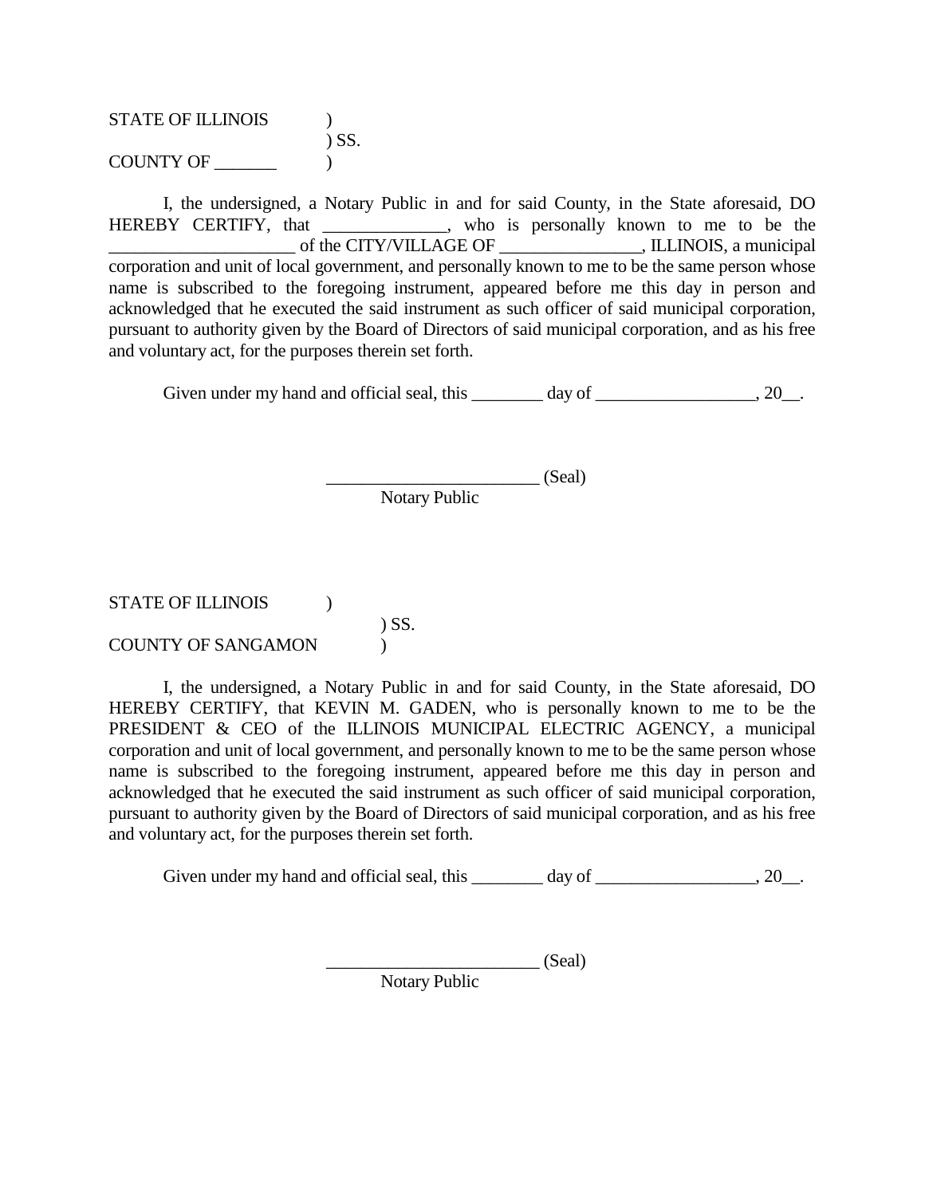STATE OF ILLINOIS )
) SS.
COUNTY OF _______ )

I, the undersigned, a Notary Public in and for said County, in the State aforesaid, DO HEREBY CERTIFY, that ______________, who is personally known to me to be the _____________________ of the CITY/VILLAGE OF ________________, ILLINOIS, a municipal corporation and unit of local government, and personally known to me to be the same person whose name is subscribed to the foregoing instrument, appeared before me this day in person and acknowledged that he executed the said instrument as such officer of said municipal corporation, pursuant to authority given by the Board of Directors of said municipal corporation, and as his free and voluntary act, for the purposes therein set forth.

Given under my hand and official seal, this ________ day of __________________, 20__.

________________________ (Seal)
Notary Public

STATE OF ILLINOIS )
) SS.
COUNTY OF SANGAMON )

I, the undersigned, a Notary Public in and for said County, in the State aforesaid, DO HEREBY CERTIFY, that KEVIN M. GADEN, who is personally known to me to be the PRESIDENT & CEO of the ILLINOIS MUNICIPAL ELECTRIC AGENCY, a municipal corporation and unit of local government, and personally known to me to be the same person whose name is subscribed to the foregoing instrument, appeared before me this day in person and acknowledged that he executed the said instrument as such officer of said municipal corporation, pursuant to authority given by the Board of Directors of said municipal corporation, and as his free and voluntary act, for the purposes therein set forth.

Given under my hand and official seal, this ________ day of __________________, 20__.

________________________ (Seal)
Notary Public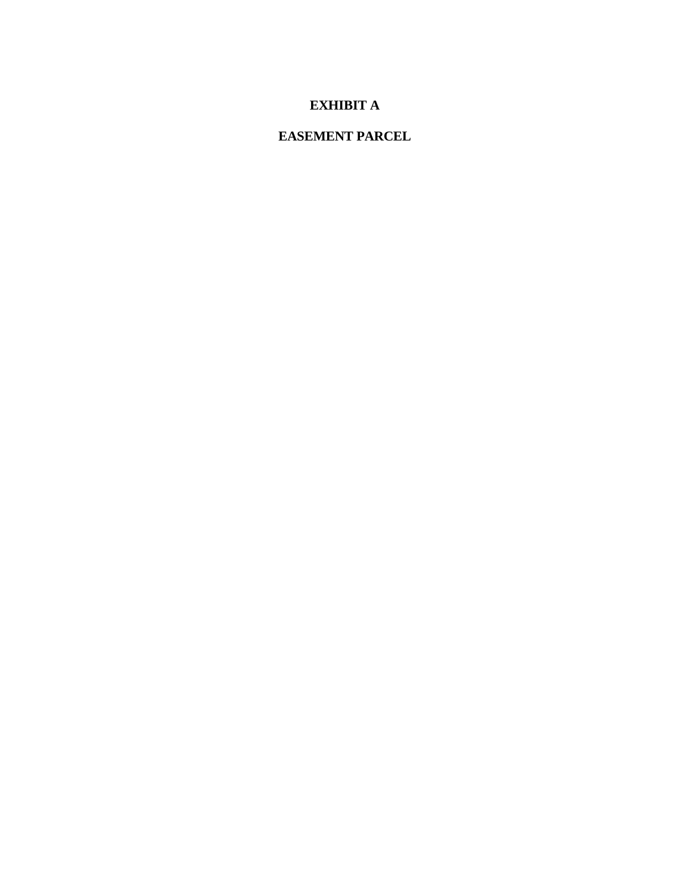# EXHIBIT A

## EASEMENT PARCEL